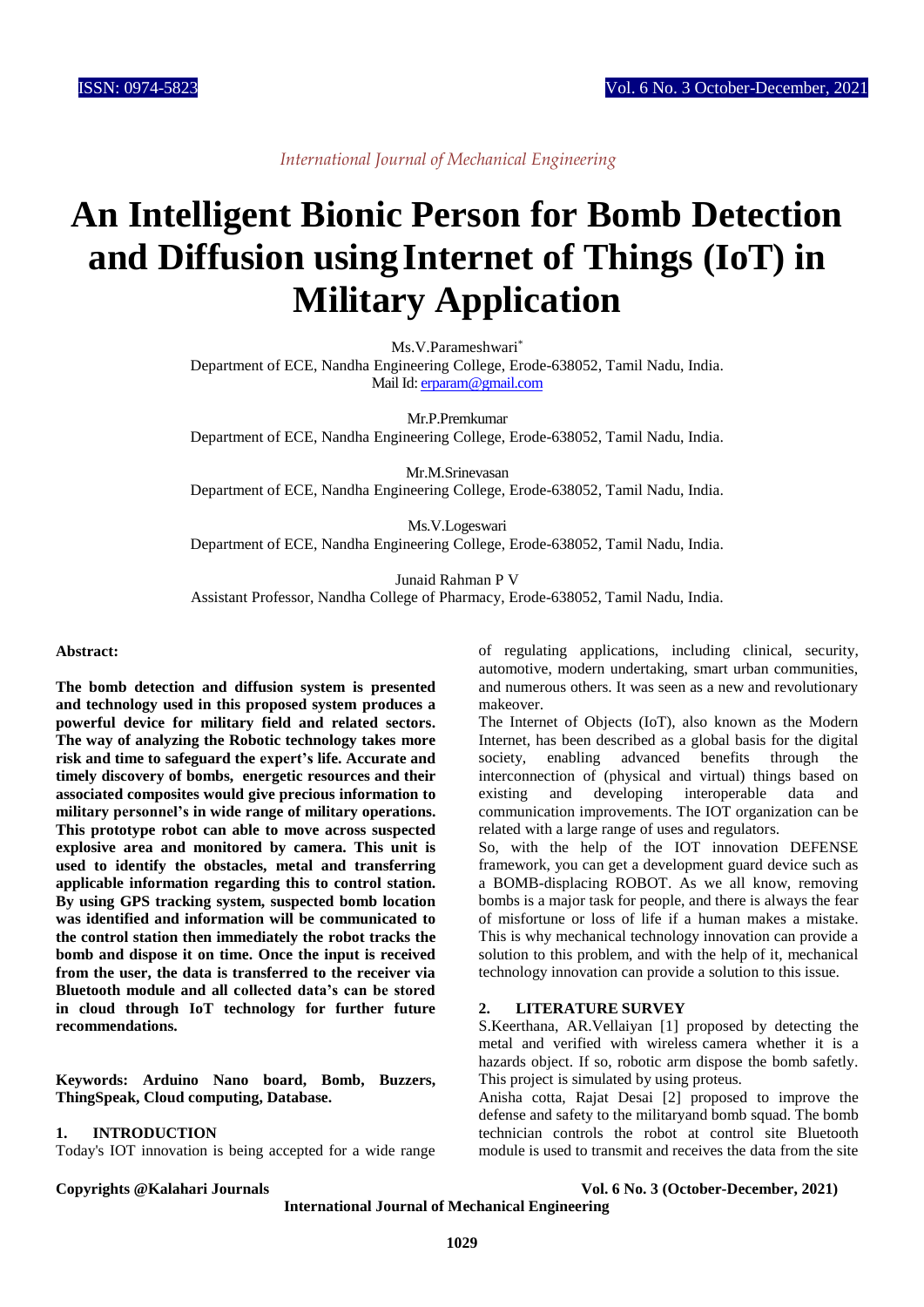# An Intelligent Bionic Person for Bomb Detection and Diffusion using Internet of Things (IoT) in Military Application

Ms.V.Parameshwari*
Department of ECE, Nandha Engineering College, Erode-638052, Tamil Nadu, India.
Mail Id: erparam@gmail.com

Mr.P.Premkumar
Department of ECE, Nandha Engineering College, Erode-638052, Tamil Nadu, India.

Mr.M.Srinevasan
Department of ECE, Nandha Engineering College, Erode-638052, Tamil Nadu, India.

Ms.V.Logeswari
Department of ECE, Nandha Engineering College, Erode-638052, Tamil Nadu, India.

Junaid Rahman P V
Assistant Professor, Nandha College of Pharmacy, Erode-638052, Tamil Nadu, India.

**Abstract:**

**The bomb detection and diffusion system is presented and technology used in this proposed system produces a powerful device for military field and related sectors. The way of analyzing the Robotic technology takes more risk and time to safeguard the expert's life. Accurate and timely discovery of bombs, energetic resources and their associated composites would give precious information to military personnel's in wide range of military operations. This prototype robot can able to move across suspected explosive area and monitored by camera. This unit is used to identify the obstacles, metal and transferring applicable information regarding this to control station. By using GPS tracking system, suspected bomb location was identified and information will be communicated to the control station then immediately the robot tracks the bomb and dispose it on time. Once the input is received from the user, the data is transferred to the receiver via Bluetooth module and all collected data's can be stored in cloud through IoT technology for further future recommendations.**

**Keywords: Arduino Nano board, Bomb, Buzzers, ThingSpeak, Cloud computing, Database.**

## 1. INTRODUCTION

Today's IOT innovation is being accepted for a wide range of regulating applications, including clinical, security, automotive, modern undertaking, smart urban communities, and numerous others. It was seen as a new and revolutionary makeover.

The Internet of Objects (IoT), also known as the Modern Internet, has been described as a global basis for the digital society, enabling advanced benefits through the interconnection of (physical and virtual) things based on existing and developing interoperable data and communication improvements. The IOT organization can be related with a large range of uses and regulators.

So, with the help of the IOT innovation DEFENSE framework, you can get a development guard device such as a BOMB-displacing ROBOT. As we all know, removing bombs is a major task for people, and there is always the fear of misfortune or loss of life if a human makes a mistake. This is why mechanical technology innovation can provide a solution to this problem, and with the help of it, mechanical technology innovation can provide a solution to this issue.

## 2. LITERATURE SURVEY

S.Keerthana, AR.Vellaiyan [1] proposed by detecting the metal and verified with wireless camera whether it is a hazards object. If so, robotic arm dispose the bomb safely. This project is simulated by using proteus.

Anisha cotta, Rajat Desai [2] proposed to improve the defense and safety to the militaryand bomb squad. The bomb technician controls the robot at control site Bluetooth module is used to transmit and receives the data from the site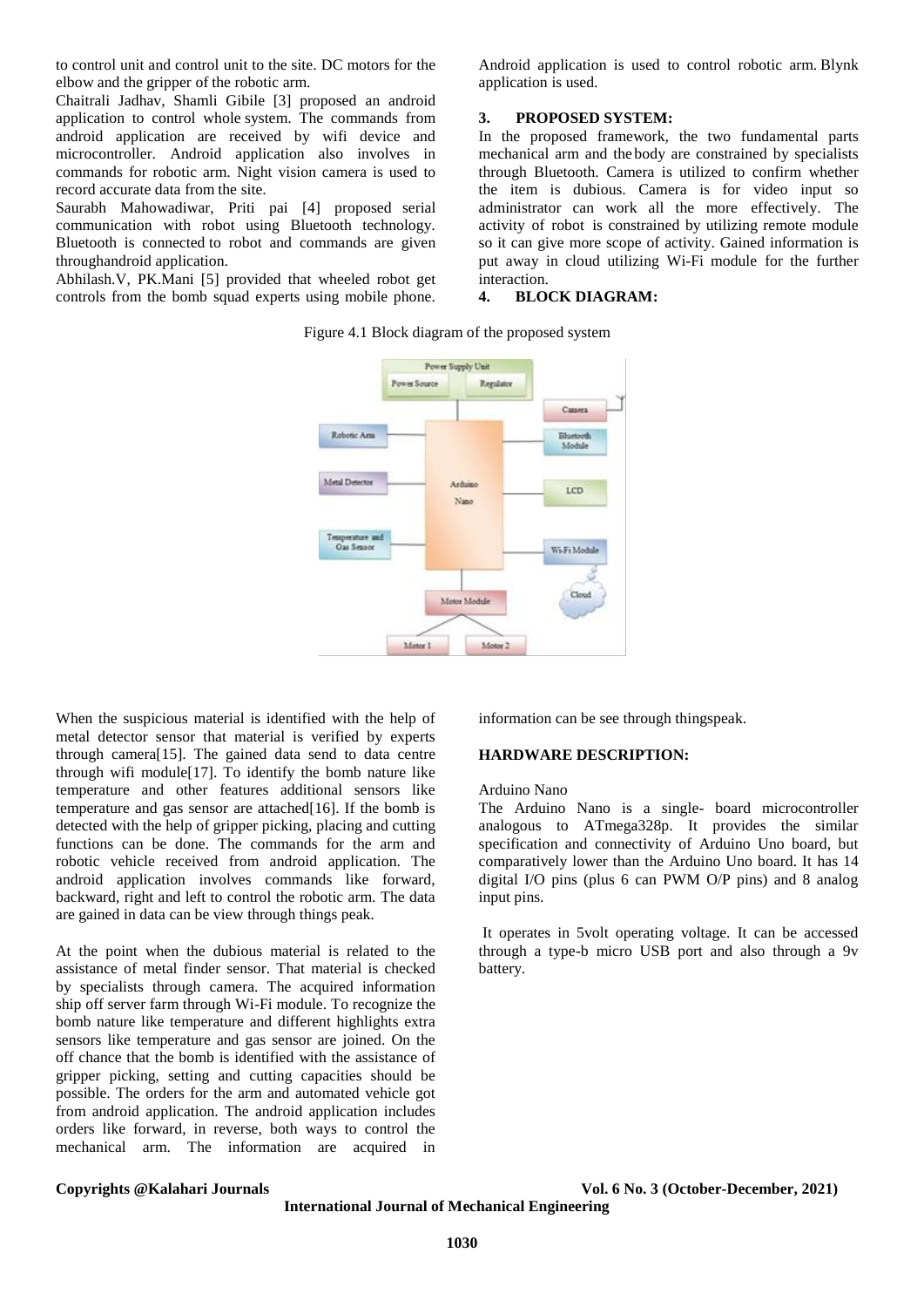to control unit and control unit to the site. DC motors for the elbow and the gripper of the robotic arm.

Chaitrali Jadhav, Shamli Gibile [3] proposed an android application to control whole system. The commands from android application are received by wifi device and microcontroller. Android application also involves in commands for robotic arm. Night vision camera is used to record accurate data from the site.

Saurabh Mahowadiwar, Priti pai [4] proposed serial communication with robot using Bluetooth technology. Bluetooth is connected to robot and commands are given throughandroid application.

Abhilash.V, PK.Mani [5] provided that wheeled robot get controls from the bomb squad experts using mobile phone. Android application is used to control robotic arm. Blynk application is used.

## 3. PROPOSED SYSTEM:

In the proposed framework, the two fundamental parts mechanical arm and the body are constrained by specialists through Bluetooth. Camera is utilized to confirm whether the item is dubious. Camera is for video input so administrator can work all the more effectively. The activity of robot is constrained by utilizing remote module so it can give more scope of activity. Gained information is put away in cloud utilizing Wi-Fi module for the further interaction.

## 4. BLOCK DIAGRAM:

Figure 4.1 Block diagram of the proposed system

When the suspicious material is identified with the help of metal detector sensor that material is verified by experts through camera[15]. The gained data send to data centre through wifi module[17]. To identify the bomb nature like temperature and other features additional sensors like temperature and gas sensor are attached[16]. If the bomb is detected with the help of gripper picking, placing and cutting functions can be done. The commands for the arm and robotic vehicle received from android application. The android application involves commands like forward, backward, right and left to control the robotic arm. The data are gained in data can be view through things peak.

At the point when the dubious material is related to the assistance of metal finder sensor. That material is checked by specialists through camera. The acquired information ship off server farm through Wi-Fi module. To recognize the bomb nature like temperature and different highlights extra sensors like temperature and gas sensor are joined. On the off chance that the bomb is identified with the assistance of gripper picking, setting and cutting capacities should be possible. The orders for the arm and automated vehicle got from android application. The android application includes orders like forward, in reverse, both ways to control the mechanical arm. The information are acquired in information can be see through thingspeak.

## HARDWARE DESCRIPTION:

Arduino Nano

The Arduino Nano is a single- board microcontroller analogous to ATmega328p. It provides the similar specification and connectivity of Arduino Uno board, but comparatively lower than the Arduino Uno board. It has 14 digital I/O pins (plus 6 can PWM O/P pins) and 8 analog input pins.

It operates in 5volt operating voltage. It can be accessed through a type-b micro USB port and also through a 9v battery.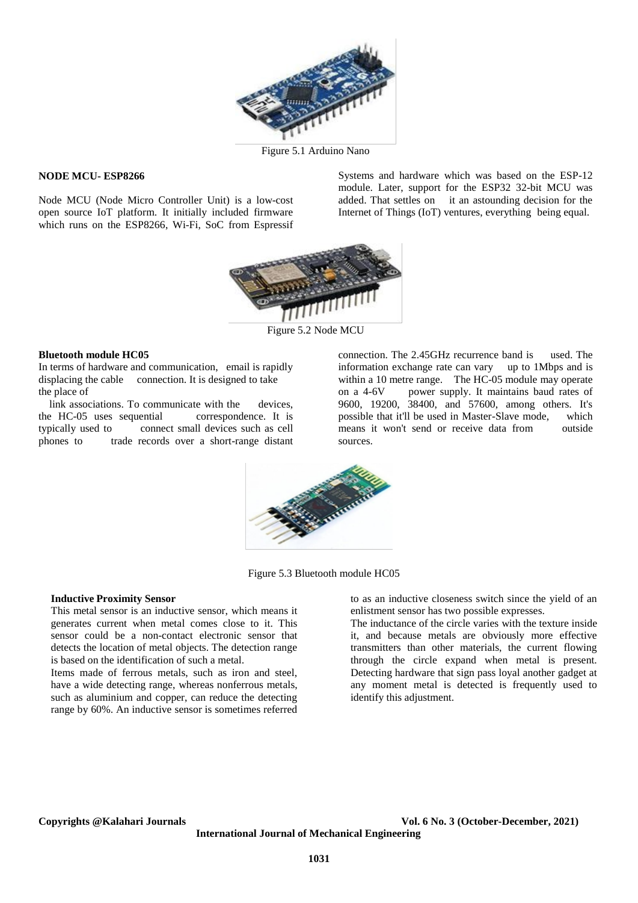Figure 5.1 Arduino Nano

### NODE MCU- ESP8266

Node MCU (Node Micro Controller Unit) is a low-cost open source IoT platform. It initially included firmware which runs on the ESP8266, Wi-Fi, SoC from Espressif Systems and hardware which was based on the ESP-12 module. Later, support for the ESP32 32-bit MCU was added. That settles on it an astounding decision for the Internet of Things (IoT) ventures, everything being equal.

Figure 5.2 Node MCU

### Bluetooth module HC05

In terms of hardware and communication, email is rapidly displacing the cable connection. It is designed to take the place of link associations. To communicate with the devices, the HC-05 uses sequential correspondence. It is typically used to connect small devices such as cell phones to trade records over a short-range distant connection. The 2.45GHz recurrence band is used. The information exchange rate can vary up to 1Mbps and is within a 10 metre range. The HC-05 module may operate on a 4-6V power supply. It maintains baud rates of 9600, 19200, 38400, and 57600, among others. It's possible that it'll be used in Master-Slave mode, which means it won't send or receive data from outside sources.

Figure 5.3 Bluetooth module HC05

### Inductive Proximity Sensor

This metal sensor is an inductive sensor, which means it generates current when metal comes close to it. This sensor could be a non-contact electronic sensor that detects the location of metal objects. The detection range is based on the identification of such a metal.

Items made of ferrous metals, such as iron and steel, have a wide detecting range, whereas nonferrous metals, such as aluminium and copper, can reduce the detecting range by 60%. An inductive sensor is sometimes referred to as an inductive closeness switch since the yield of an enlistment sensor has two possible expresses.

The inductance of the circle varies with the texture inside it, and because metals are obviously more effective transmitters than other materials, the current flowing through the circle expand when metal is present. Detecting hardware that sign pass loyal another gadget at any moment metal is detected is frequently used to identify this adjustment.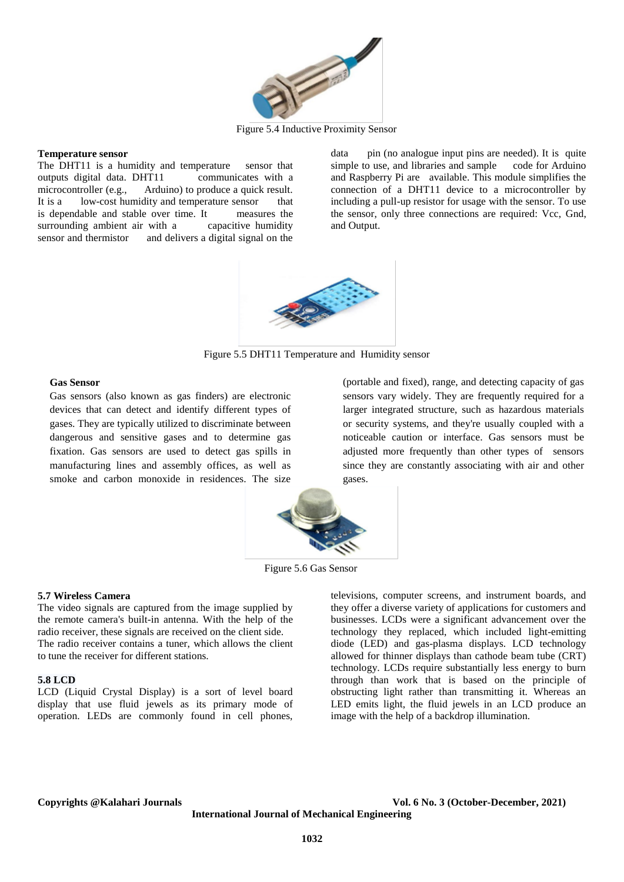Figure 5.4 Inductive Proximity Sensor

**Temperature sensor**

The DHT11 is a humidity and temperature sensor that outputs digital data. DHT11 communicates with a microcontroller (e.g., Arduino) to produce a quick result. It is a low-cost humidity and temperature sensor that is dependable and stable over time. It measures the surrounding ambient air with a capacitive humidity sensor and thermistor and delivers a digital signal on the data pin (no analogue input pins are needed). It is quite simple to use, and libraries and sample code for Arduino and Raspberry Pi are available. This module simplifies the connection of a DHT11 device to a microcontroller by including a pull-up resistor for usage with the sensor. To use the sensor, only three connections are required: Vcc, Gnd, and Output.

Figure 5.5 DHT11 Temperature and Humidity sensor

**Gas Sensor**

Gas sensors (also known as gas finders) are electronic devices that can detect and identify different types of gases. They are typically utilized to discriminate between dangerous and sensitive gases and to determine gas fixation. Gas sensors are used to detect gas spills in manufacturing lines and assembly offices, as well as smoke and carbon monoxide in residences. The size (portable and fixed), range, and detecting capacity of gas sensors vary widely. They are frequently required for a larger integrated structure, such as hazardous materials or security systems, and they're usually coupled with a noticeable caution or interface. Gas sensors must be adjusted more frequently than other types of sensors since they are constantly associating with air and other gases.

Figure 5.6 Gas Sensor

### 5.7 Wireless Camera

The video signals are captured from the image supplied by the remote camera's built-in antenna. With the help of the radio receiver, these signals are received on the client side. The radio receiver contains a tuner, which allows the client to tune the receiver for different stations.

### 5.8 LCD

LCD (Liquid Crystal Display) is a sort of level board display that use fluid jewels as its primary mode of operation. LEDs are commonly found in cell phones, televisions, computer screens, and instrument boards, and they offer a diverse variety of applications for customers and businesses. LCDs were a significant advancement over the technology they replaced, which included light-emitting diode (LED) and gas-plasma displays. LCD technology allowed for thinner displays than cathode beam tube (CRT) technology. LCDs require substantially less energy to burn through than work that is based on the principle of obstructing light rather than transmitting it. Whereas an LED emits light, the fluid jewels in an LCD produce an image with the help of a backdrop illumination.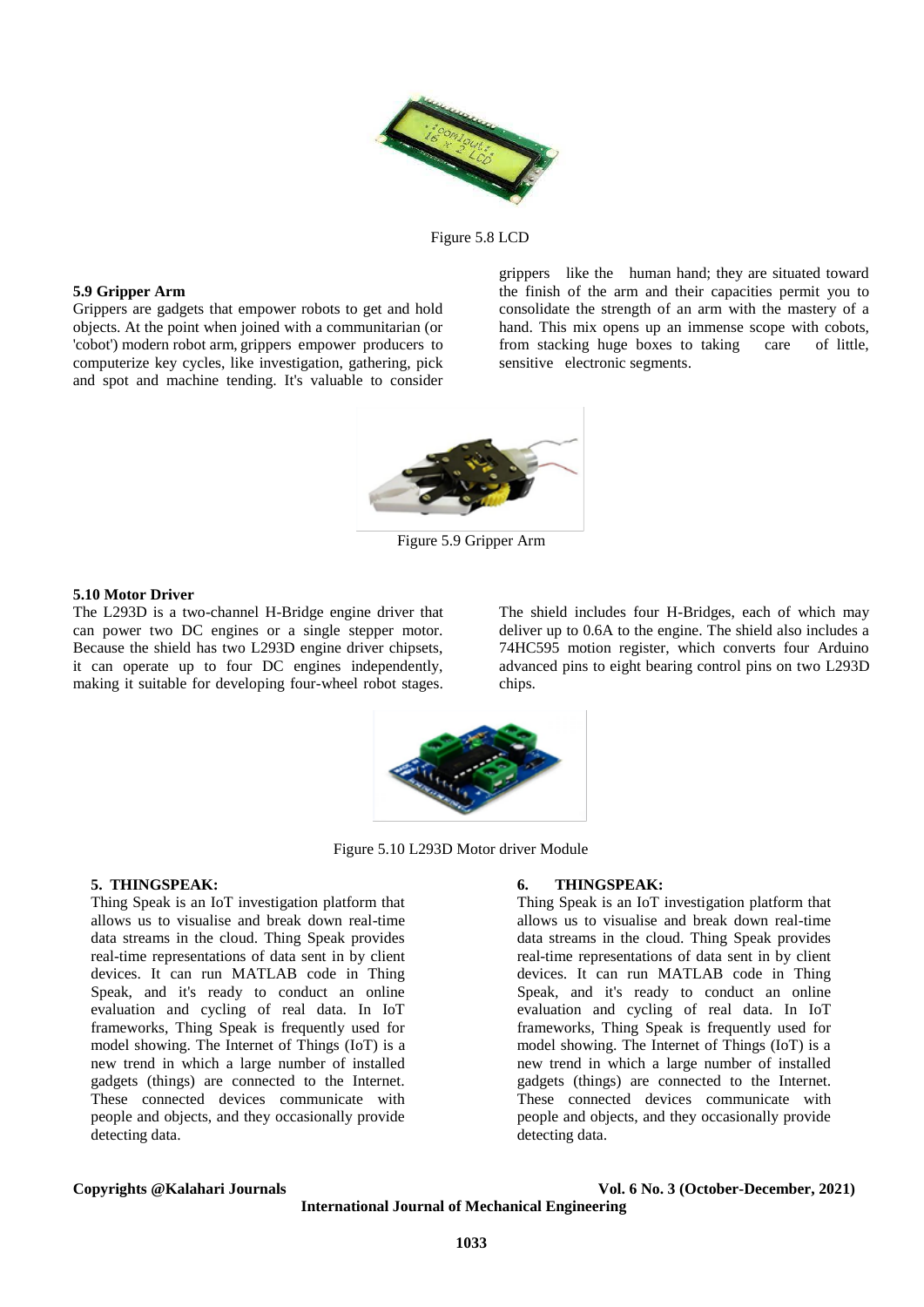Figure 5.8 LCD

### 5.9 Gripper Arm

Grippers are gadgets that empower robots to get and hold objects. At the point when joined with a communitarian (or 'cobot') modern robot arm, grippers empower producers to computerize key cycles, like investigation, gathering, pick and spot and machine tending. It's valuable to consider grippers like the human hand; they are situated toward the finish of the arm and their capacities permit you to consolidate the strength of an arm with the mastery of a hand. This mix opens up an immense scope with cobots, from stacking huge boxes to taking care of little, sensitive electronic segments.

Figure 5.9 Gripper Arm

### 5.10 Motor Driver

The L293D is a two-channel H-Bridge engine driver that can power two DC engines or a single stepper motor. Because the shield has two L293D engine driver chipsets, it can operate up to four DC engines independently, making it suitable for developing four-wheel robot stages. The shield includes four H-Bridges, each of which may deliver up to 0.6A to the engine. The shield also includes a 74HC595 motion register, which converts four Arduino advanced pins to eight bearing control pins on two L293D chips.

Figure 5.10 L293D Motor driver Module

## 5. THINGSPEAK:

Thing Speak is an IoT investigation platform that allows us to visualise and break down real-time data streams in the cloud. Thing Speak provides real-time representations of data sent in by client devices. It can run MATLAB code in Thing Speak, and it's ready to conduct an online evaluation and cycling of real data. In IoT frameworks, Thing Speak is frequently used for model showing. The Internet of Things (IoT) is a new trend in which a large number of installed gadgets (things) are connected to the Internet. These connected devices communicate with people and objects, and they occasionally provide detecting data.

## 6. THINGSPEAK:

Thing Speak is an IoT investigation platform that allows us to visualise and break down real-time data streams in the cloud. Thing Speak provides real-time representations of data sent in by client devices. It can run MATLAB code in Thing Speak, and it's ready to conduct an online evaluation and cycling of real data. In IoT frameworks, Thing Speak is frequently used for model showing. The Internet of Things (IoT) is a new trend in which a large number of installed gadgets (things) are connected to the Internet. These connected devices communicate with people and objects, and they occasionally provide detecting data.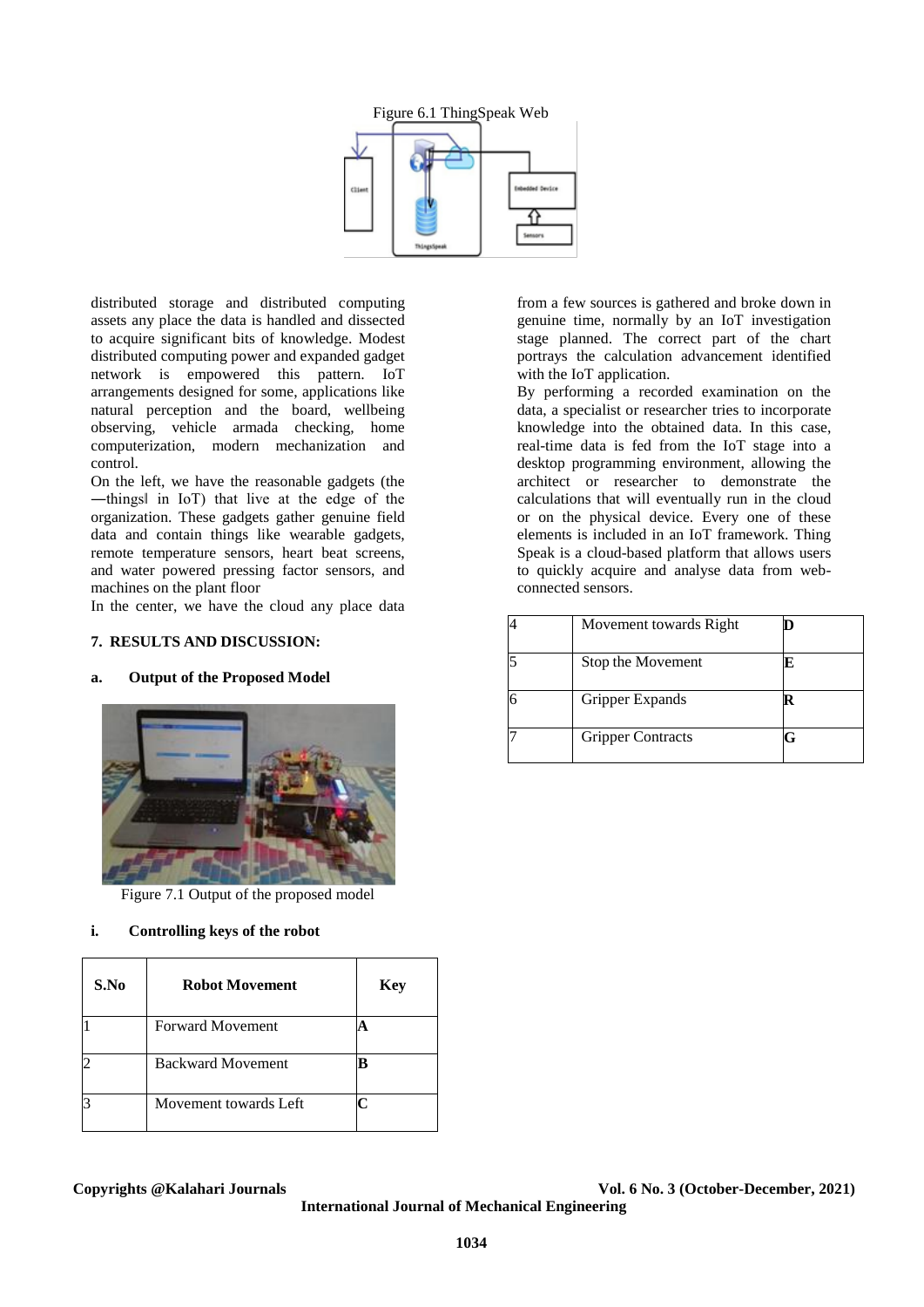Figure 6.1 ThingSpeak Web

distributed storage and distributed computing assets any place the data is handled and dissected to acquire significant bits of knowledge. Modest distributed computing power and expanded gadget network is empowered this pattern. IoT arrangements designed for some, applications like natural perception and the board, wellbeing observing, vehicle armada checking, home computerization, modern mechanization and control.

On the left, we have the reasonable gadgets (the ―things‖ in IoT) that live at the edge of the organization. These gadgets gather genuine field data and contain things like wearable gadgets, remote temperature sensors, heart beat screens, and water powered pressing factor sensors, and machines on the plant floor

In the center, we have the cloud any place data from a few sources is gathered and broke down in genuine time, normally by an IoT investigation stage planned. The correct part of the chart portrays the calculation advancement identified with the IoT application.

By performing a recorded examination on the data, a specialist or researcher tries to incorporate knowledge into the obtained data. In this case, real-time data is fed from the IoT stage into a desktop programming environment, allowing the architect or researcher to demonstrate the calculations that will eventually run in the cloud or on the physical device. Every one of these elements is included in an IoT framework. Thing Speak is a cloud-based platform that allows users to quickly acquire and analyse data from web-connected sensors.

## 7. RESULTS AND DISCUSSION:

### a. Output of the Proposed Model

Figure 7.1 Output of the proposed model

#### i. Controlling keys of the robot

| S.No | Robot Movement | Key |
|---|---|---|
| 1 | Forward Movement | **A** |
| 2 | Backward Movement | **B** |
| 3 | Movement towards Left | **C** |
| 4 | Movement towards Right | **D** |
| 5 | Stop the Movement | **E** |
| 6 | Gripper Expands | **R** |
| 7 | Gripper Contracts | **G** |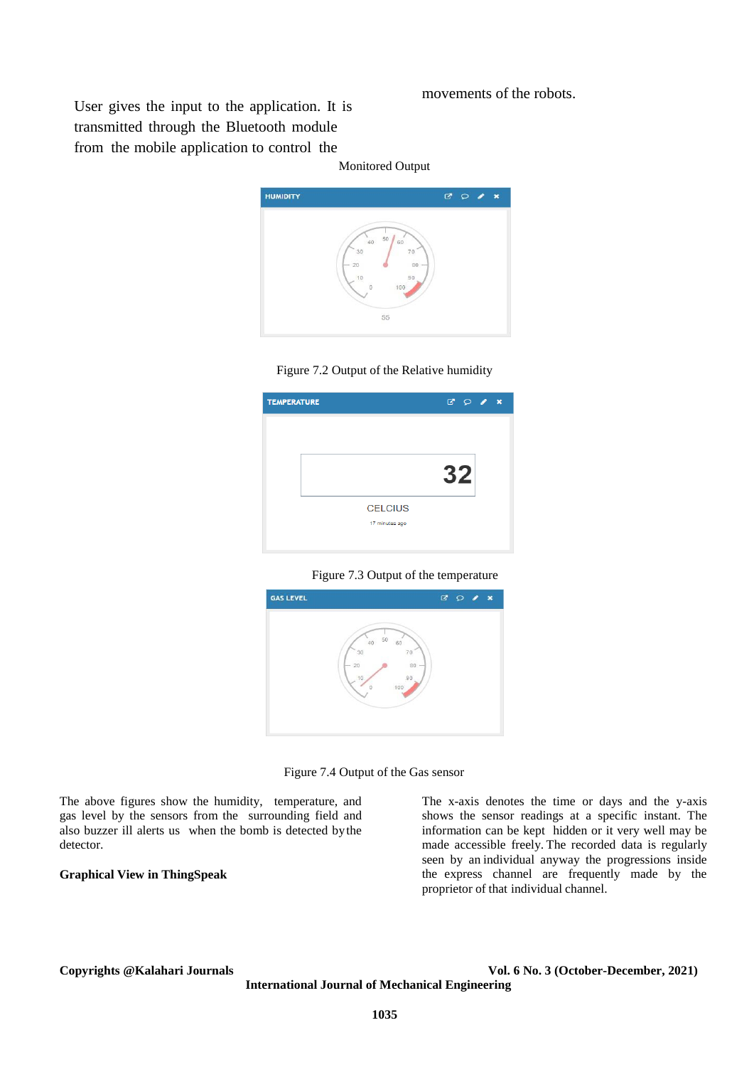User gives the input to the application. It is transmitted through the Bluetooth module from the mobile application to control the movements of the robots.

Monitored Output

Figure 7.2 Output of the Relative humidity

Figure 7.3 Output of the temperature

Figure 7.4 Output of the Gas sensor

The above figures show the humidity, temperature, and gas level by the sensors from the surrounding field and also buzzer ill alerts us when the bomb is detected by the detector.

**Graphical View in ThingSpeak**

The x-axis denotes the time or days and the y-axis shows the sensor readings at a specific instant. The information can be kept hidden or it very well may be made accessible freely. The recorded data is regularly seen by an individual anyway the progressions inside the express channel are frequently made by the proprietor of that individual channel.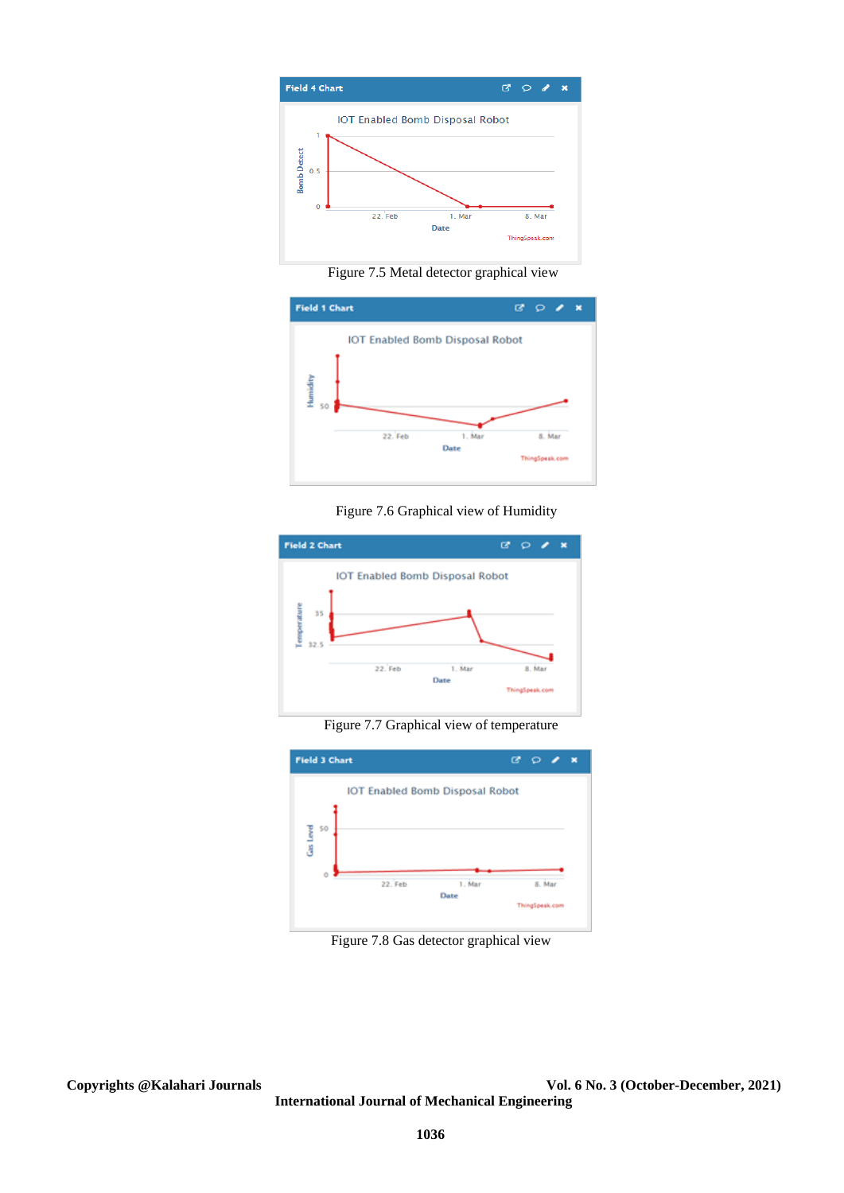Figure 7.5 Metal detector graphical view

Figure 7.6 Graphical view of Humidity

Figure 7.7 Graphical view of temperature

Figure 7.8 Gas detector graphical view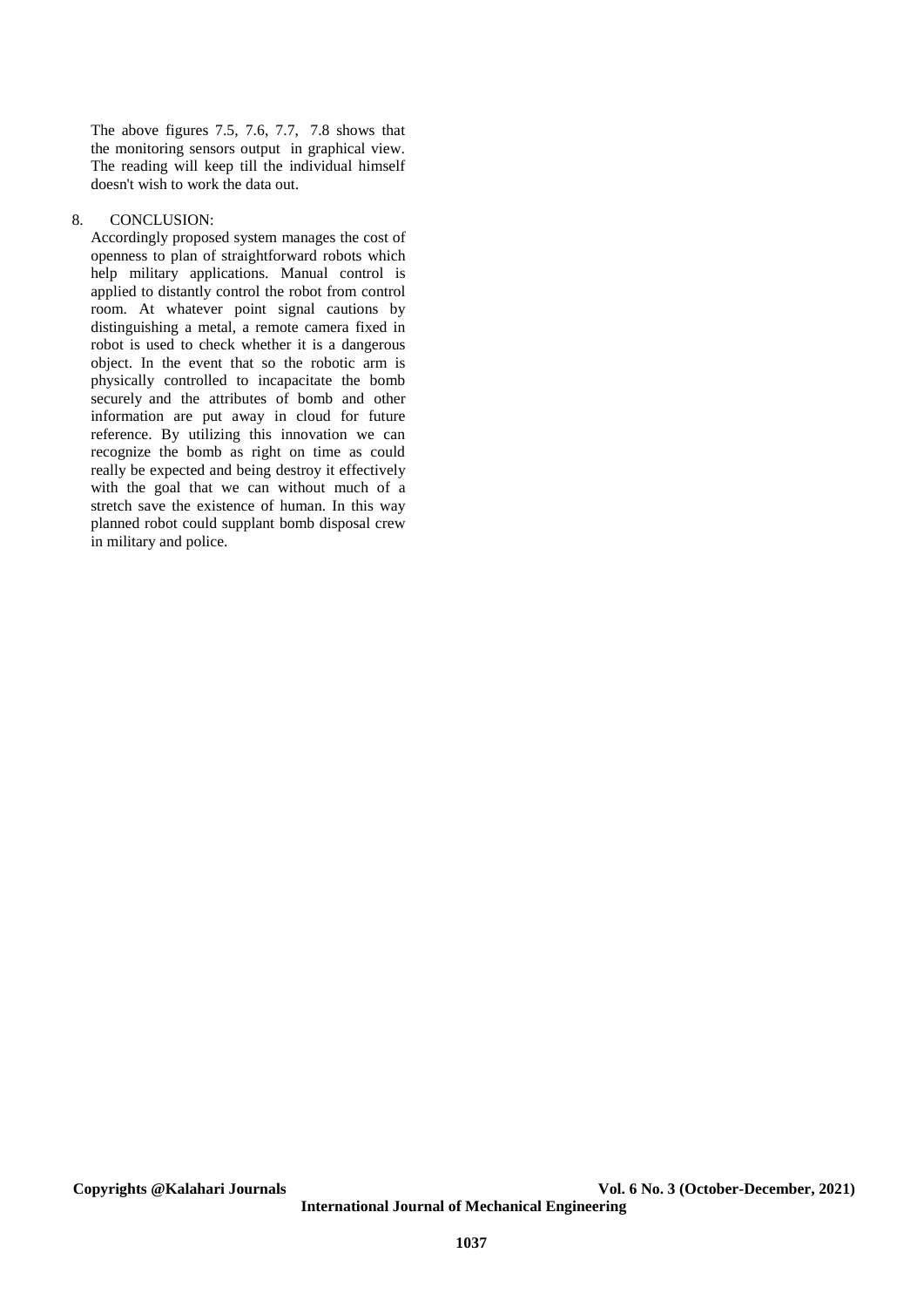The above figures 7.5, 7.6, 7.7, 7.8 shows that the monitoring sensors output in graphical view. The reading will keep till the individual himself doesn't wish to work the data out.

## 8. CONCLUSION:

Accordingly proposed system manages the cost of openness to plan of straightforward robots which help military applications. Manual control is applied to distantly control the robot from control room. At whatever point signal cautions by distinguishing a metal, a remote camera fixed in robot is used to check whether it is a dangerous object. In the event that so the robotic arm is physically controlled to incapacitate the bomb securely and the attributes of bomb and other information are put away in cloud for future reference. By utilizing this innovation we can recognize the bomb as right on time as could really be expected and being destroy it effectively with the goal that we can without much of a stretch save the existence of human. In this way planned robot could supplant bomb disposal crew in military and police.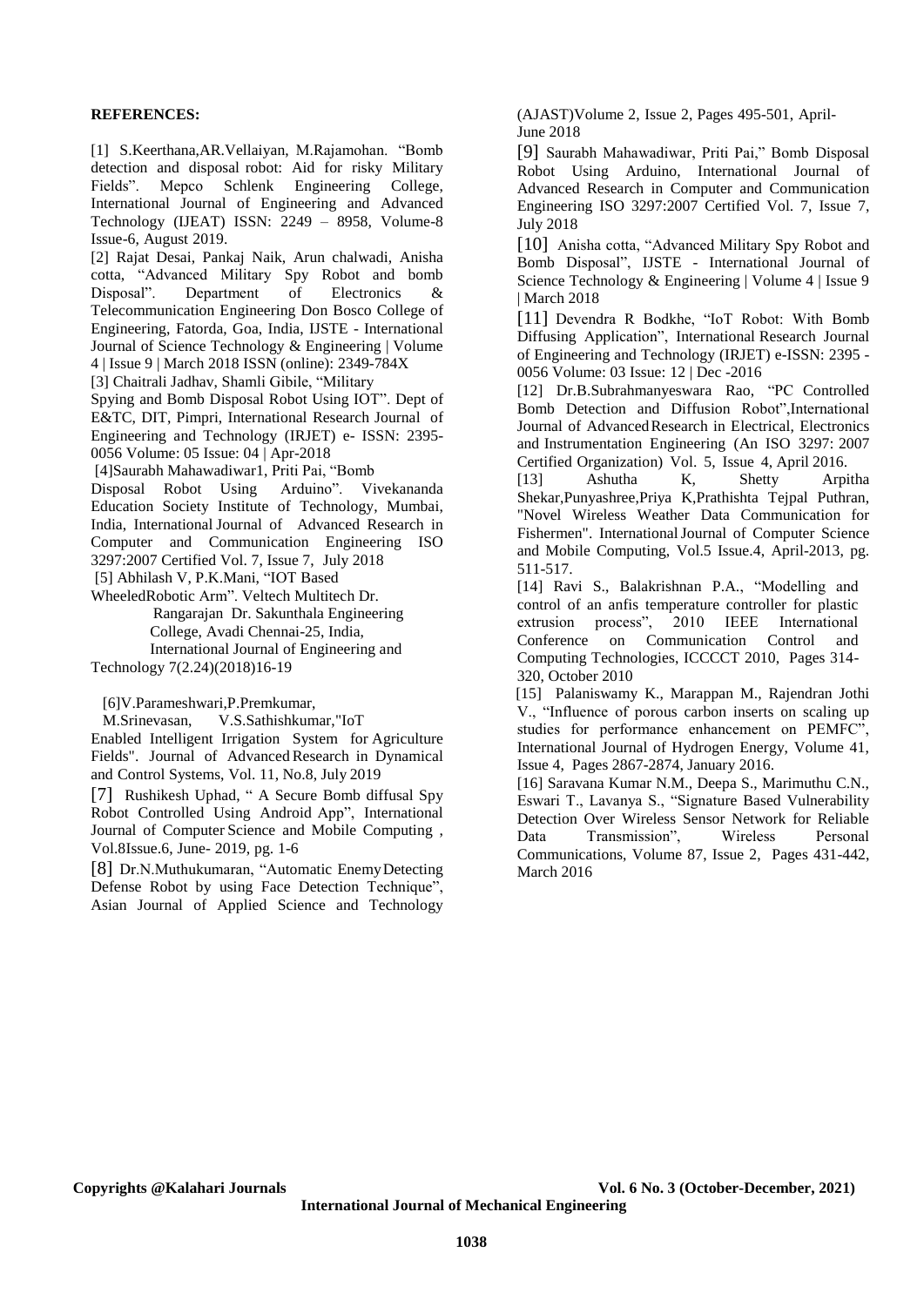**REFERENCES:**

[1] S.Keerthana,AR.Vellaiyan, M.Rajamohan. "Bomb detection and disposal robot: Aid for risky Military Fields". Mepco Schlenk Engineering College, International Journal of Engineering and Advanced Technology (IJEAT) ISSN: 2249 – 8958, Volume-8 Issue-6, August 2019.

[2] Rajat Desai, Pankaj Naik, Arun chalwadi, Anisha cotta, "Advanced Military Spy Robot and bomb Disposal". Department of Electronics & Telecommunication Engineering Don Bosco College of Engineering, Fatorda, Goa, India, IJSTE - International Journal of Science Technology & Engineering | Volume 4 | Issue 9 | March 2018 ISSN (online): 2349-784X

[3] Chaitrali Jadhav, Shamli Gibile, "Military Spying and Bomb Disposal Robot Using IOT". Dept of E&TC, DIT, Pimpri, International Research Journal of Engineering and Technology (IRJET) e- ISSN: 2395-0056 Volume: 05 Issue: 04 | Apr-2018

[4]Saurabh Mahawadiwar1, Priti Pai, "Bomb Disposal Robot Using Arduino". Vivekananda Education Society Institute of Technology, Mumbai, India, International Journal of Advanced Research in Computer and Communication Engineering ISO 3297:2007 Certified Vol. 7, Issue 7, July 2018

[5] Abhilash V, P.K.Mani, "IOT Based WheeledRobotic Arm". Veltech Multitech Dr. Rangarajan Dr. Sakunthala Engineering College, Avadi Chennai-25, India, International Journal of Engineering and Technology 7(2.24)(2018)16-19

[6]V.Parameshwari,P.Premkumar, M.Srinevasan, V.S.Sathishkumar,"IoT Enabled Intelligent Irrigation System for Agriculture Fields". Journal of Advanced Research in Dynamical and Control Systems, Vol. 11, No.8, July 2019

[7] Rushikesh Uphad, " A Secure Bomb diffusal Spy Robot Controlled Using Android App", International Journal of Computer Science and Mobile Computing , Vol.8Issue.6, June- 2019, pg. 1-6

[8] Dr.N.Muthukumaran, "Automatic EnemyDetecting Defense Robot by using Face Detection Technique", Asian Journal of Applied Science and Technology (AJAST)Volume 2, Issue 2, Pages 495-501, April-June 2018

[9] Saurabh Mahawadiwar, Priti Pai," Bomb Disposal Robot Using Arduino, International Journal of Advanced Research in Computer and Communication Engineering ISO 3297:2007 Certified Vol. 7, Issue 7, July 2018

[10] Anisha cotta, "Advanced Military Spy Robot and Bomb Disposal", IJSTE - International Journal of Science Technology & Engineering | Volume 4 | Issue 9 | March 2018

[11] Devendra R Bodkhe, "IoT Robot: With Bomb Diffusing Application", International Research Journal of Engineering and Technology (IRJET) e-ISSN: 2395 - 0056 Volume: 03 Issue: 12 | Dec -2016

[12] Dr.B.Subrahmanyeswara Rao, "PC Controlled Bomb Detection and Diffusion Robot",International Journal of Advanced Research in Electrical, Electronics and Instrumentation Engineering (An ISO 3297: 2007 Certified Organization) Vol. 5, Issue 4, April 2016.

[13] Ashutha K, Shetty Arpitha Shekar,Punyashree,Priya K,Prathishta Tejpal Puthran, "Novel Wireless Weather Data Communication for Fishermen". International Journal of Computer Science and Mobile Computing, Vol.5 Issue.4, April-2013, pg. 511-517.

[14] Ravi S., Balakrishnan P.A., "Modelling and control of an anfis temperature controller for plastic extrusion process", 2010 IEEE International Conference on Communication Control and Computing Technologies, ICCCCT 2010, Pages 314-320, October 2010

[15] Palaniswamy K., Marappan M., Rajendran Jothi V., "Influence of porous carbon inserts on scaling up studies for performance enhancement on PEMFC", International Journal of Hydrogen Energy, Volume 41, Issue 4, Pages 2867-2874, January 2016.

[16] Saravana Kumar N.M., Deepa S., Marimuthu C.N., Eswari T., Lavanya S., "Signature Based Vulnerability Detection Over Wireless Sensor Network for Reliable Data Transmission", Wireless Personal Communications, Volume 87, Issue 2, Pages 431-442, March 2016